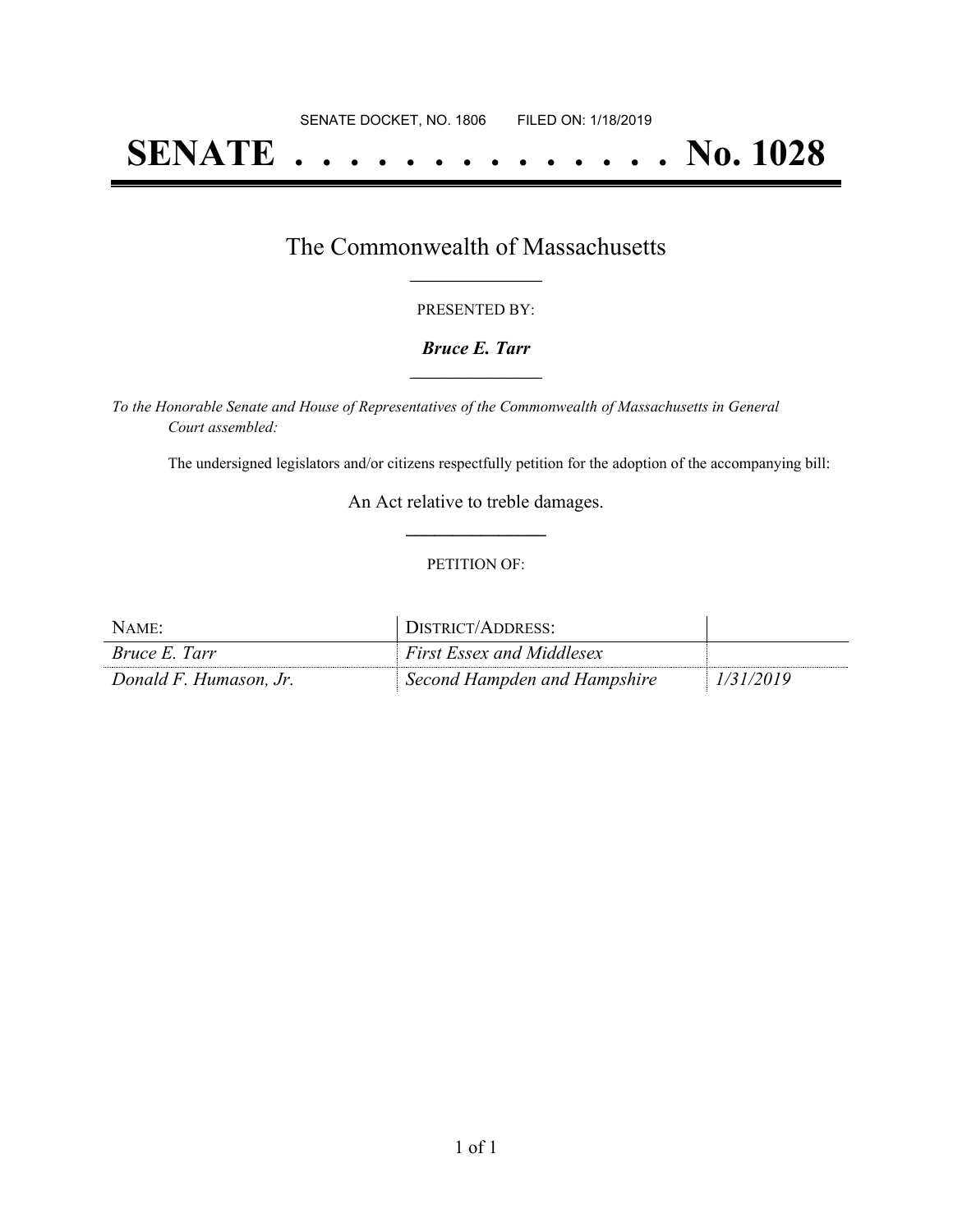SENATE DOCKET, NO. 1806        FILED ON: 1/18/2019

# SENATE . . . . . . . . . . . . . . No. 1028

## The Commonwealth of Massachusetts

PRESENTED BY:

***Bruce E. Tarr***

*To the Honorable Senate and House of Representatives of the Commonwealth of Massachusetts in General Court assembled:*

The undersigned legislators and/or citizens respectfully petition for the adoption of the accompanying bill:

An Act relative to treble damages.

PETITION OF:

| NAME: | DISTRICT/ADDRESS: | |
|---|---|---|
| *Bruce E. Tarr* | *First Essex and Middlesex* | |
| *Donald F. Humason, Jr.* | *Second Hampden and Hampshire* | *1/31/2019* |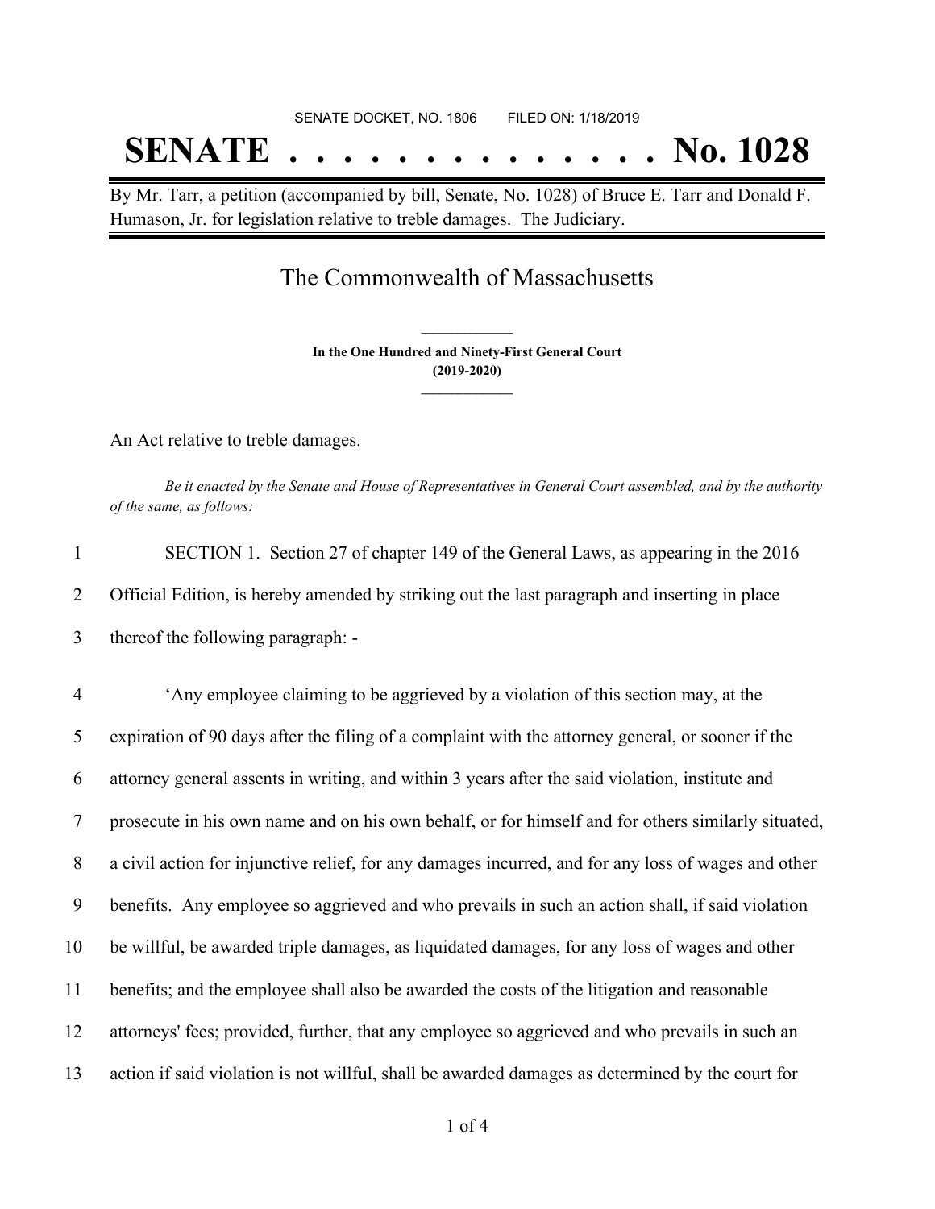SENATE DOCKET, NO. 1806 FILED ON: 1/18/2019

# SENATE . . . . . . . . . . . . . . No. 1028

By Mr. Tarr, a petition (accompanied by bill, Senate, No. 1028) of Bruce E. Tarr and Donald F. Humason, Jr. for legislation relative to treble damages. The Judiciary.

## The Commonwealth of Massachusetts

**In the One Hundred and Ninety-First General Court**
**(2019-2020)**

An Act relative to treble damages.

*Be it enacted by the Senate and House of Representatives in General Court assembled, and by the authority of the same, as follows:*

1 SECTION 1. Section 27 of chapter 149 of the General Laws, as appearing in the 2016
2 Official Edition, is hereby amended by striking out the last paragraph and inserting in place
3 thereof the following paragraph: -

4 'Any employee claiming to be aggrieved by a violation of this section may, at the
5 expiration of 90 days after the filing of a complaint with the attorney general, or sooner if the
6 attorney general assents in writing, and within 3 years after the said violation, institute and
7 prosecute in his own name and on his own behalf, or for himself and for others similarly situated,
8 a civil action for injunctive relief, for any damages incurred, and for any loss of wages and other
9 benefits. Any employee so aggrieved and who prevails in such an action shall, if said violation
10 be willful, be awarded triple damages, as liquidated damages, for any loss of wages and other
11 benefits; and the employee shall also be awarded the costs of the litigation and reasonable
12 attorneys' fees; provided, further, that any employee so aggrieved and who prevails in such an
13 action if said violation is not willful, shall be awarded damages as determined by the court for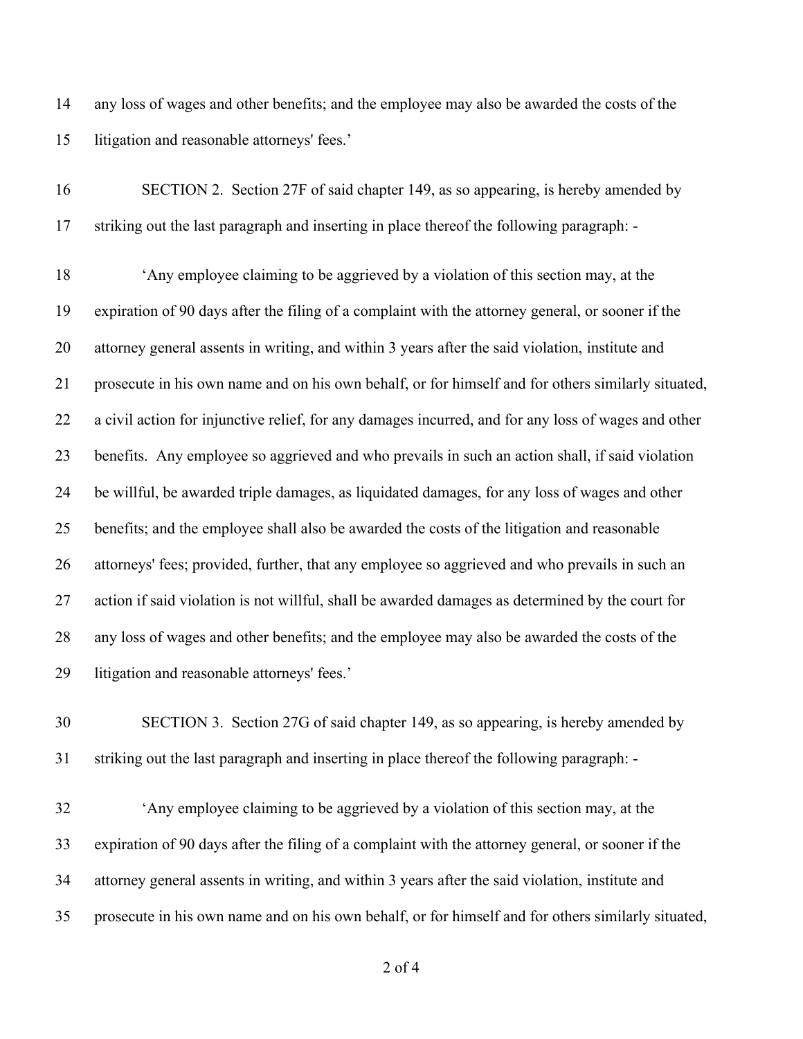any loss of wages and other benefits; and the employee may also be awarded the costs of the litigation and reasonable attorneys' fees.'

SECTION 2. Section 27F of said chapter 149, as so appearing, is hereby amended by striking out the last paragraph and inserting in place thereof the following paragraph: -

'Any employee claiming to be aggrieved by a violation of this section may, at the expiration of 90 days after the filing of a complaint with the attorney general, or sooner if the attorney general assents in writing, and within 3 years after the said violation, institute and prosecute in his own name and on his own behalf, or for himself and for others similarly situated, a civil action for injunctive relief, for any damages incurred, and for any loss of wages and other benefits. Any employee so aggrieved and who prevails in such an action shall, if said violation be willful, be awarded triple damages, as liquidated damages, for any loss of wages and other benefits; and the employee shall also be awarded the costs of the litigation and reasonable attorneys' fees; provided, further, that any employee so aggrieved and who prevails in such an action if said violation is not willful, shall be awarded damages as determined by the court for any loss of wages and other benefits; and the employee may also be awarded the costs of the litigation and reasonable attorneys' fees.'

SECTION 3. Section 27G of said chapter 149, as so appearing, is hereby amended by striking out the last paragraph and inserting in place thereof the following paragraph: -

'Any employee claiming to be aggrieved by a violation of this section may, at the expiration of 90 days after the filing of a complaint with the attorney general, or sooner if the attorney general assents in writing, and within 3 years after the said violation, institute and prosecute in his own name and on his own behalf, or for himself and for others similarly situated,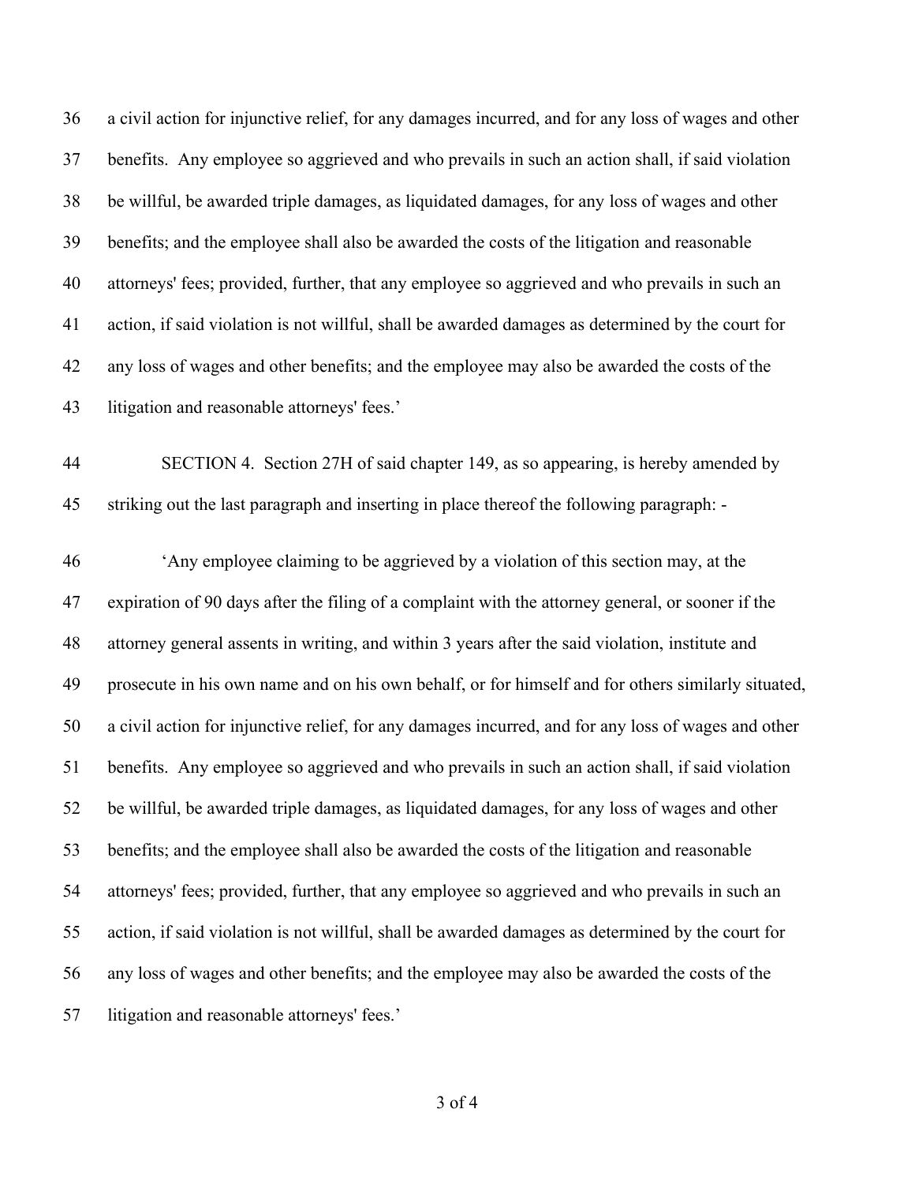a civil action for injunctive relief, for any damages incurred, and for any loss of wages and other benefits. Any employee so aggrieved and who prevails in such an action shall, if said violation be willful, be awarded triple damages, as liquidated damages, for any loss of wages and other benefits; and the employee shall also be awarded the costs of the litigation and reasonable attorneys' fees; provided, further, that any employee so aggrieved and who prevails in such an action, if said violation is not willful, shall be awarded damages as determined by the court for any loss of wages and other benefits; and the employee may also be awarded the costs of the litigation and reasonable attorneys' fees.'

SECTION 4. Section 27H of said chapter 149, as so appearing, is hereby amended by striking out the last paragraph and inserting in place thereof the following paragraph: -

'Any employee claiming to be aggrieved by a violation of this section may, at the expiration of 90 days after the filing of a complaint with the attorney general, or sooner if the attorney general assents in writing, and within 3 years after the said violation, institute and prosecute in his own name and on his own behalf, or for himself and for others similarly situated, a civil action for injunctive relief, for any damages incurred, and for any loss of wages and other benefits. Any employee so aggrieved and who prevails in such an action shall, if said violation be willful, be awarded triple damages, as liquidated damages, for any loss of wages and other benefits; and the employee shall also be awarded the costs of the litigation and reasonable attorneys' fees; provided, further, that any employee so aggrieved and who prevails in such an action, if said violation is not willful, shall be awarded damages as determined by the court for any loss of wages and other benefits; and the employee may also be awarded the costs of the litigation and reasonable attorneys' fees.'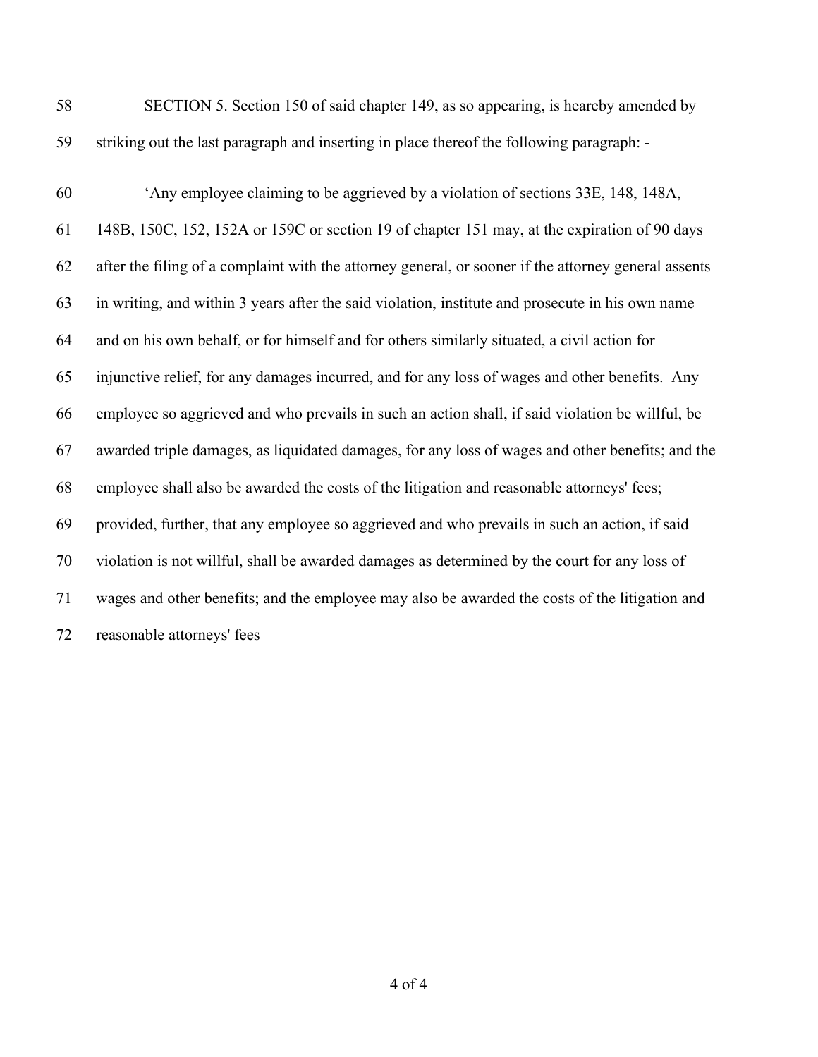SECTION 5. Section 150 of said chapter 149, as so appearing, is heareby amended by striking out the last paragraph and inserting in place thereof the following paragraph: -

'Any employee claiming to be aggrieved by a violation of sections 33E, 148, 148A, 148B, 150C, 152, 152A or 159C or section 19 of chapter 151 may, at the expiration of 90 days after the filing of a complaint with the attorney general, or sooner if the attorney general assents in writing, and within 3 years after the said violation, institute and prosecute in his own name and on his own behalf, or for himself and for others similarly situated, a civil action for injunctive relief, for any damages incurred, and for any loss of wages and other benefits. Any employee so aggrieved and who prevails in such an action shall, if said violation be willful, be awarded triple damages, as liquidated damages, for any loss of wages and other benefits; and the employee shall also be awarded the costs of the litigation and reasonable attorneys' fees; provided, further, that any employee so aggrieved and who prevails in such an action, if said violation is not willful, shall be awarded damages as determined by the court for any loss of wages and other benefits; and the employee may also be awarded the costs of the litigation and reasonable attorneys' fees